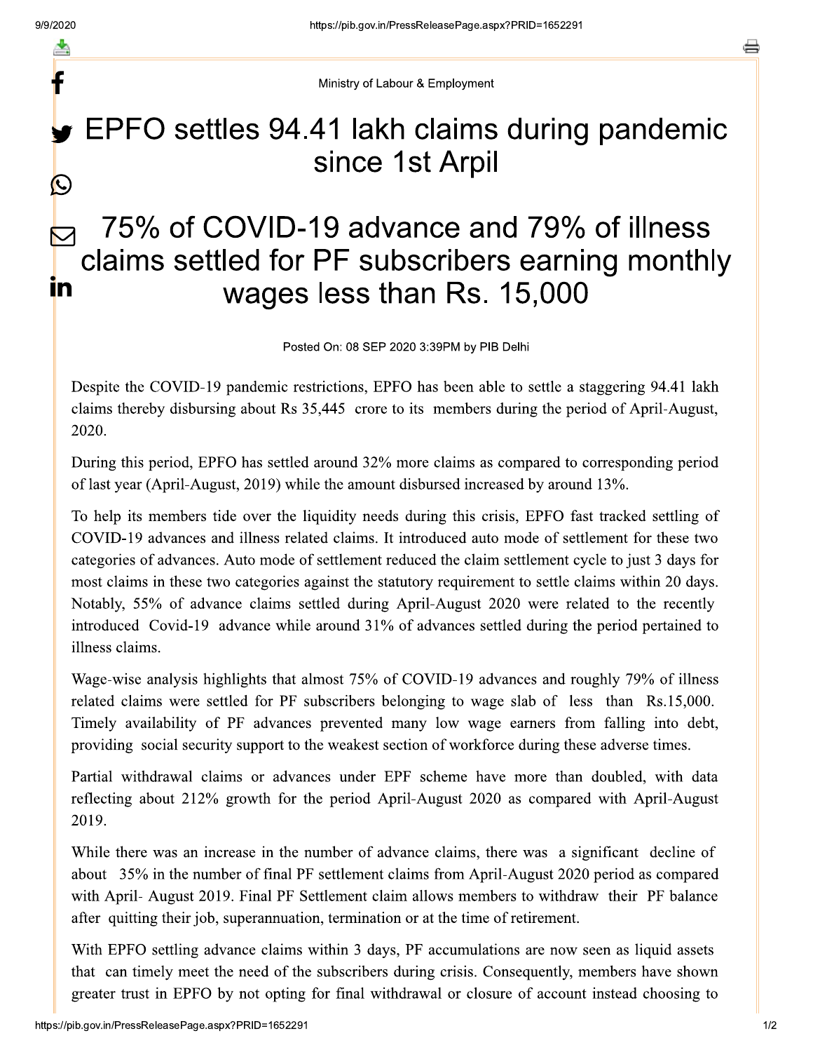Ministry of Labour & Employment

# EPFO settles 94.41 lakh claims during pandemic since 1st Arpil

## 75% of COVID-19 advance and 79% of illness claims settled for PF subscribers earning monthly wages less than Rs. 15,000

Posted On: 08 SEP 2020 3:39PM by PIB Delhi

Despite the COVID-19 pandemic restrictions, EPFO has been able to settle a staggering 94.41 lakh claims thereby disbursing about Rs 35,445 crore to its members during the period of April-August, 2020.

During this period, EPFO has settled around 32% more claims as compared to corresponding period of last year (April-August, 2019) while the amount disbursed increased by around 13%.

To help its members tide over the liquidity needs during this crisis, EPFO fast tracked settling of COVID-19 advances and illness related claims. It introduced auto mode of settlement for these two categories of advances. Auto mode of settlement reduced the claim settlement cycle to just 3 days for most claims in these two categories against the statutory requirement to settle claims within 20 days. Notably, 55% of advance claims settled during April-August 2020 were related to the recently introduced Covid-19 advance while around 31% of advances settled during the period pertained to illness claims.

Wage-wise analysis highlights that almost 75% of COVID-19 advances and roughly 79% of illness related claims were settled for PF subscribers belonging to wage slab of less than Rs.15,000. Timely availability of PF advances prevented many low wage earners from falling into debt, providing social security support to the weakest section of workforce during these adverse times.

Partial withdrawal claims or advances under EPF scheme have more than doubled, with data reflecting about 212% growth for the period April-August 2020 as compared with April-August 2019.

While there was an increase in the number of advance claims, there was a significant decline of about 35% in the number of final PF settlement claims from April-August 2020 period as compared with April- August 2019. Final PF Settlement claim allows members to withdraw their PF balance after quitting their job, superannuation, termination or at the time of retirement.

With EPFO settling advance claims within 3 days, PF accumulations are now seen as liquid assets that can timely meet the need of the subscribers during crisis. Consequently, members have shown greater trust in EPFO by not opting for final withdrawal or closure of account instead choosing to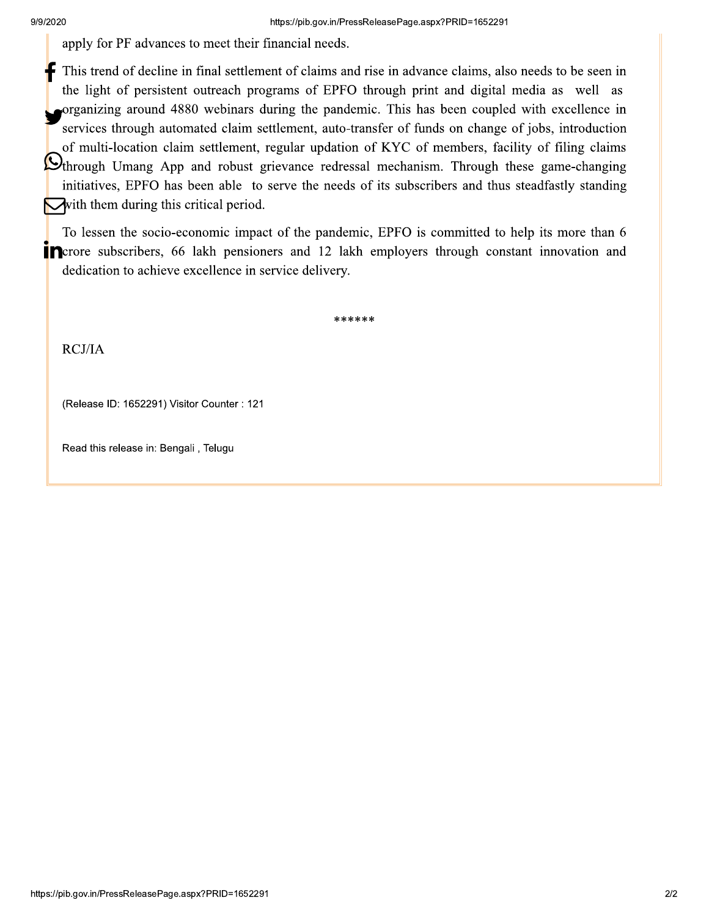apply for PF advances to meet their financial needs.

This trend of decline in final settlement of claims and rise in advance claims, also needs to be seen in the light of persistent outreach programs of EPFO through print and digital media as well as organizing around 4880 webinars during the pandemic. This has been coupled with excellence in services through automated claim settlement, auto-transfer of funds on change of jobs, introduction of multi-location claim settlement, regular updation of KYC of members, facility of filing claims through Umang App and robust grievance redressal mechanism. Through these game-changing initiatives, EPFO has been able to serve the needs of its subscribers and thus steadfastly standing with them during this critical period.

To lessen the socio-economic impact of the pandemic, EPFO is committed to help its more than 6 crore subscribers, 66 lakh pensioners and 12 lakh employers through constant innovation and dedication to achieve excellence in service delivery.

******

RCJ/IA

(Release ID: 1652291) Visitor Counter : 121

Read this release in: Bengali , Telugu